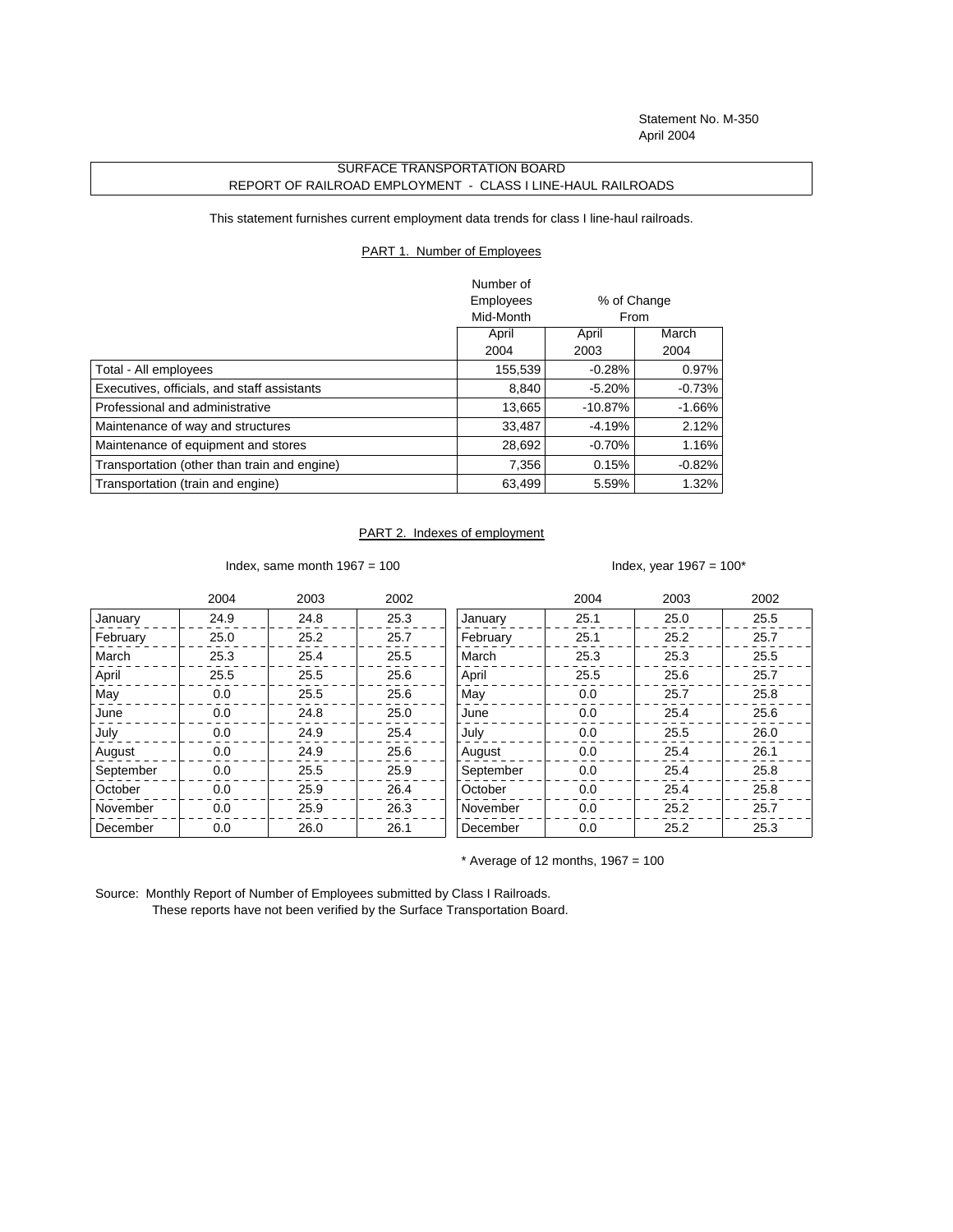Statement No. M-350
April 2004

SURFACE TRANSPORTATION BOARD
REPORT OF RAILROAD EMPLOYMENT - CLASS I LINE-HAUL RAILROADS

This statement furnishes current employment data trends for class I line-haul railroads.

## PART 1. Number of Employees

| | Number of Employees Mid-Month | % of Change From | |
|---|---|---|---|
| | April 2004 | April 2003 | March 2004 |
| Total - All employees | 155,539 | -0.28% | 0.97% |
| Executives, officials, and staff assistants | 8,840 | -5.20% | -0.73% |
| Professional and administrative | 13,665 | -10.87% | -1.66% |
| Maintenance of way and structures | 33,487 | -4.19% | 2.12% |
| Maintenance of equipment and stores | 28,692 | -0.70% | 1.16% |
| Transportation (other than train and engine) | 7,356 | 0.15% | -0.82% |
| Transportation (train and engine) | 63,499 | 5.59% | 1.32% |

## PART 2. Indexes of employment

Index, same month 1967 = 100

| | 2004 | 2003 | 2002 |
|---|---|---|---|
| January | 24.9 | 24.8 | 25.3 |
| February | 25.0 | 25.2 | 25.7 |
| March | 25.3 | 25.4 | 25.5 |
| April | 25.5 | 25.5 | 25.6 |
| May | 0.0 | 25.5 | 25.6 |
| June | 0.0 | 24.8 | 25.0 |
| July | 0.0 | 24.9 | 25.4 |
| August | 0.0 | 24.9 | 25.6 |
| September | 0.0 | 25.5 | 25.9 |
| October | 0.0 | 25.9 | 26.4 |
| November | 0.0 | 25.9 | 26.3 |
| December | 0.0 | 26.0 | 26.1 |

Index, year 1967 = 100*

| | 2004 | 2003 | 2002 |
|---|---|---|---|
| January | 25.1 | 25.0 | 25.5 |
| February | 25.1 | 25.2 | 25.7 |
| March | 25.3 | 25.3 | 25.5 |
| April | 25.5 | 25.6 | 25.7 |
| May | 0.0 | 25.7 | 25.8 |
| June | 0.0 | 25.4 | 25.6 |
| July | 0.0 | 25.5 | 26.0 |
| August | 0.0 | 25.4 | 26.1 |
| September | 0.0 | 25.4 | 25.8 |
| October | 0.0 | 25.4 | 25.8 |
| November | 0.0 | 25.2 | 25.7 |
| December | 0.0 | 25.2 | 25.3 |

* Average of 12 months, 1967 = 100

Source: Monthly Report of Number of Employees submitted by Class I Railroads.
These reports have not been verified by the Surface Transportation Board.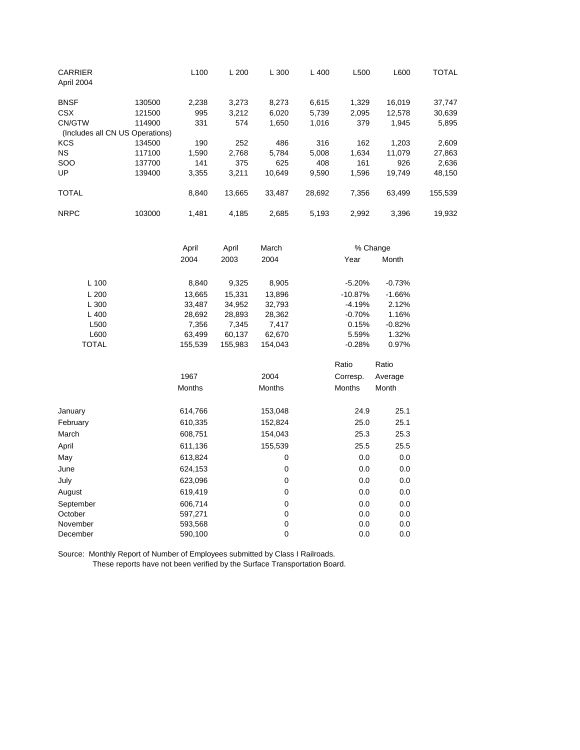| CARRIER<br>April 2004 | | L100 | L 200 | L 300 | L 400 | L500 | L600 | TOTAL |
|---|---|---|---|---|---|---|---|---|
| BNSF | 130500 | 2,238 | 3,273 | 8,273 | 6,615 | 1,329 | 16,019 | 37,747 |
| CSX | 121500 | 995 | 3,212 | 6,020 | 5,739 | 2,095 | 12,578 | 30,639 |
| CN/GTW | 114900 | 331 | 574 | 1,650 | 1,016 | 379 | 1,945 | 5,895 |
| (Includes all CN US Operations) | | | | | | | | |
| KCS | 134500 | 190 | 252 | 486 | 316 | 162 | 1,203 | 2,609 |
| NS | 117100 | 1,590 | 2,768 | 5,784 | 5,008 | 1,634 | 11,079 | 27,863 |
| SOO | 137700 | 141 | 375 | 625 | 408 | 161 | 926 | 2,636 |
| UP | 139400 | 3,355 | 3,211 | 10,649 | 9,590 | 1,596 | 19,749 | 48,150 |
| TOTAL | | 8,840 | 13,665 | 33,487 | 28,692 | 7,356 | 63,499 | 155,539 |
| NRPC | 103000 | 1,481 | 4,185 | 2,685 | 5,193 | 2,992 | 3,396 | 19,932 |

| | April<br>2004 | April<br>2003 | March<br>2004 | % Change<br>Year | <br>Month |
|---|---|---|---|---|---|
| L 100 | 8,840 | 9,325 | 8,905 | -5.20% | -0.73% |
| L 200 | 13,665 | 15,331 | 13,896 | -10.87% | -1.66% |
| L 300 | 33,487 | 34,952 | 32,793 | -4.19% | 2.12% |
| L 400 | 28,692 | 28,893 | 28,362 | -0.70% | 1.16% |
| L500 | 7,356 | 7,345 | 7,417 | 0.15% | -0.82% |
| L600 | 63,499 | 60,137 | 62,670 | 5.59% | 1.32% |
| TOTAL | 155,539 | 155,983 | 154,043 | -0.28% | 0.97% |

| | 1967<br>Months | 2004<br>Months | Ratio<br>Corresp.<br>Months | Ratio<br>Average<br>Month |
|---|---|---|---|---|
| January | 614,766 | 153,048 | 24.9 | 25.1 |
| February | 610,335 | 152,824 | 25.0 | 25.1 |
| March | 608,751 | 154,043 | 25.3 | 25.3 |
| April | 611,136 | 155,539 | 25.5 | 25.5 |
| May | 613,824 | 0 | 0.0 | 0.0 |
| June | 624,153 | 0 | 0.0 | 0.0 |
| July | 623,096 | 0 | 0.0 | 0.0 |
| August | 619,419 | 0 | 0.0 | 0.0 |
| September | 606,714 | 0 | 0.0 | 0.0 |
| October | 597,271 | 0 | 0.0 | 0.0 |
| November | 593,568 | 0 | 0.0 | 0.0 |
| December | 590,100 | 0 | 0.0 | 0.0 |

Source: Monthly Report of Number of Employees submitted by Class I Railroads.
These reports have not been verified by the Surface Transportation Board.